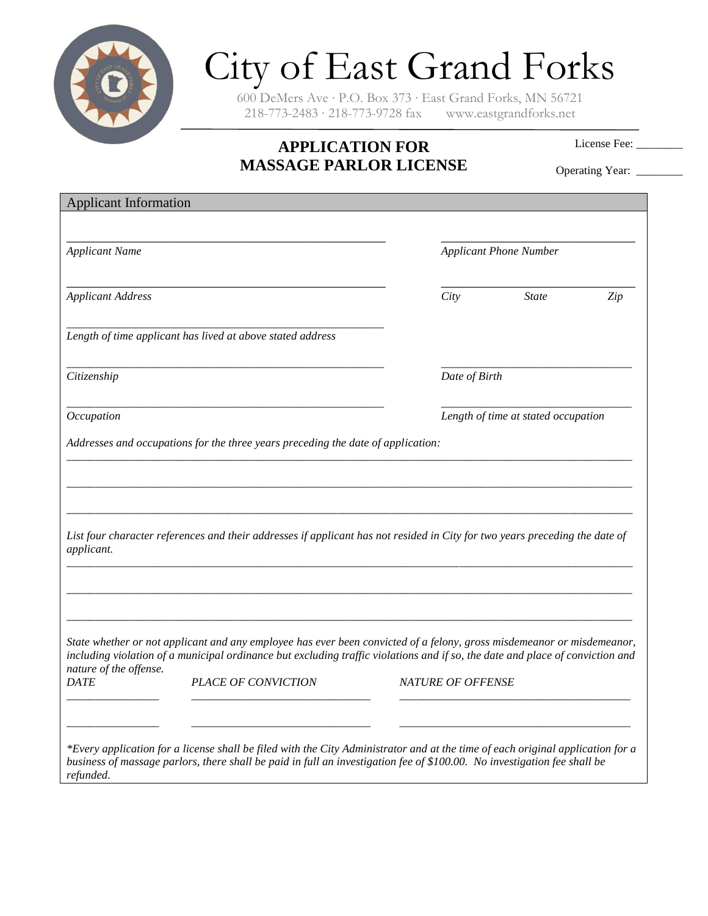# City of East Grand Forks

600 DeMers Ave · P.O. Box 373 · East Grand Forks, MN 56721
218-773-2483 · 218-773-9728 fax www.eastgrandforks.net

## APPLICATION FOR MASSAGE PARLOR LICENSE

License Fee: ________

Operating Year: ________

### Applicant Information

_______________________________________________ _______________________________

*Applicant Name* *Applicant Phone Number*

_______________________________________________ _______________________________

*Applicant Address* *City* *State* *Zip*

_______________________________________________

*Length of time applicant has lived at above stated address*

_______________________________________________ _______________________________

*Citizenship* *Date of Birth*

_______________________________________________ _______________________________

*Occupation* *Length of time at stated occupation*

*Addresses and occupations for the three years preceding the date of application:*

_____________________________________________________________________________________

_____________________________________________________________________________________

_____________________________________________________________________________________

*List four character references and their addresses if applicant has not resided in City for two years preceding the date of applicant.*

_____________________________________________________________________________________

_____________________________________________________________________________________

_____________________________________________________________________________________

*State whether or not applicant and any employee has ever been convicted of a felony, gross misdemeanor or misdemeanor, including violation of a municipal ordinance but excluding traffic violations and if so, the date and place of conviction and nature of the offense.*

| *DATE* | *PLACE OF CONVICTION* | *NATURE OF OFFENSE* |
|---|---|---|
| ______________ | ____________________________ | ____________________________________ |
| ______________ | ____________________________ | ____________________________________ |

*\*Every application for a license shall be filed with the City Administrator and at the time of each original application for a business of massage parlors, there shall be paid in full an investigation fee of $100.00. No investigation fee shall be refunded.*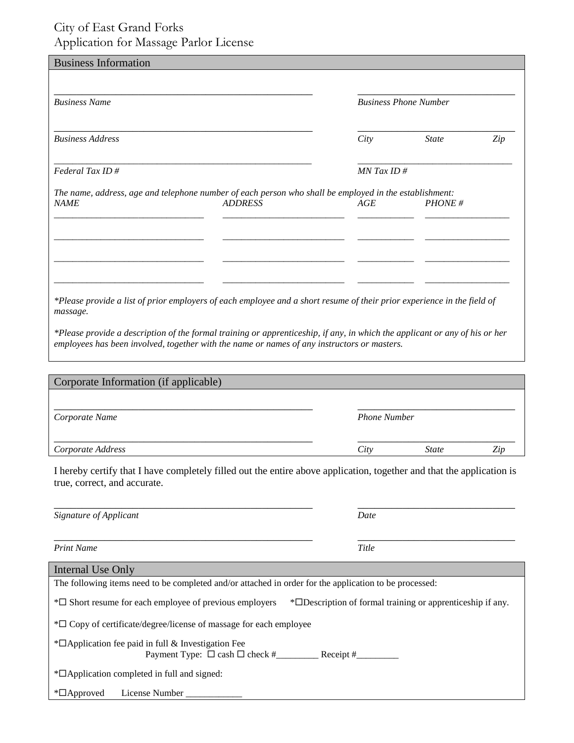# City of East Grand Forks
## Application for Massage Parlor License

### Business Information

_______________________________________________ *Business Name*

_______________________________ *Business Phone Number*

_______________________________________________ *Business Address*

_______________________________ *City* *State* *Zip*

_______________________________________________ *Federal Tax ID #*

_______________________________ *MN Tax ID #*

*The name, address, age and telephone number of each person who shall be employed in the establishment:*

| *NAME* | *ADDRESS* | *AGE* | *PHONE #* |
|---|---|---|---|
| ______________________ | ______________________ | __________ | ______________ |
| ______________________ | ______________________ | __________ | ______________ |
| ______________________ | ______________________ | __________ | ______________ |
| ______________________ | ______________________ | __________ | ______________ |

**Please provide a list of prior employers of each employee and a short resume of their prior experience in the field of massage.*

**Please provide a description of the formal training or apprenticeship, if any, in which the applicant or any of his or her employees has been involved, together with the name or names of any instructors or masters.*

### Corporate Information (if applicable)

_______________________________________________ *Corporate Name*

_______________________________ *Phone Number*

_______________________________________________ *Corporate Address*

_______________________________ *City* *State* *Zip*

I hereby certify that I have completely filled out the entire above application, together and that the application is true, correct, and accurate.

_______________________________________________ *Signature of Applicant*

_______________________________ *Date*

_______________________________________________ *Print Name*

_______________________________ *Title*

### Internal Use Only

The following items need to be completed and/or attached in order for the application to be processed:

*☐ Short resume for each employee of previous employers *☐Description of formal training or apprenticeship if any.

*☐ Copy of certificate/degree/license of massage for each employee

*☐Application fee paid in full & Investigation Fee
Payment Type: ☐ cash ☐ check #_________ Receipt #_________

*☐Application completed in full and signed:

*☐Approved License Number ____________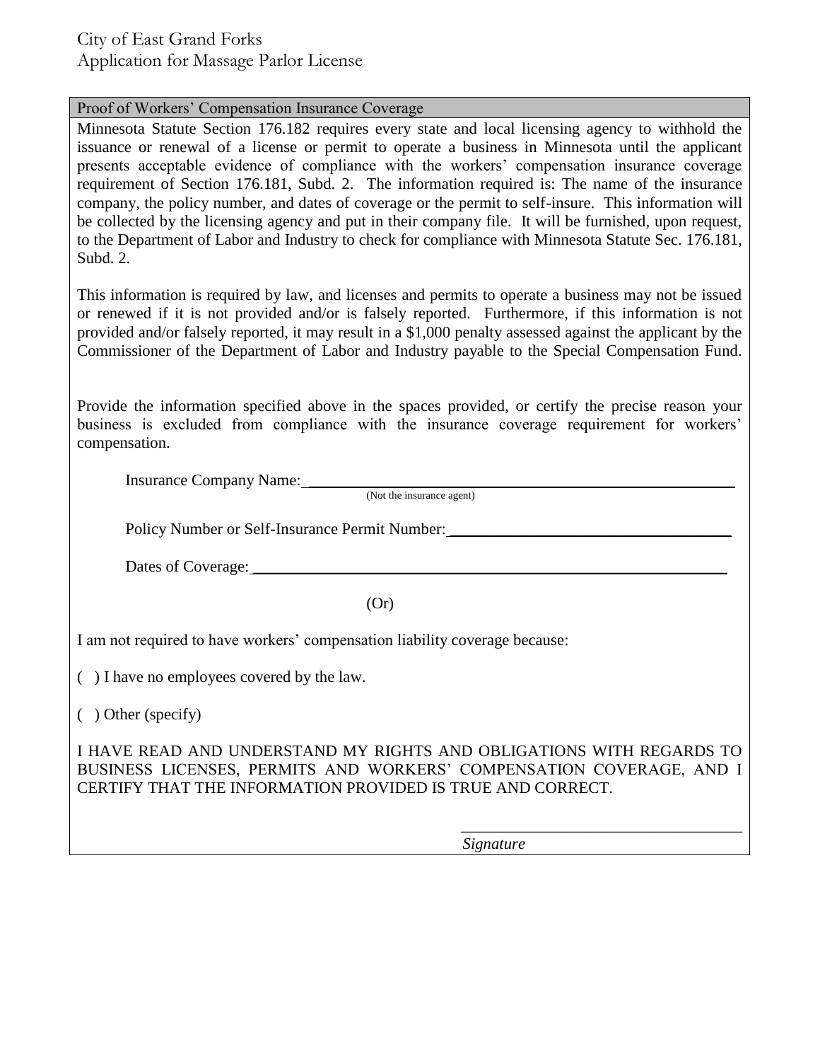City of East Grand Forks
Application for Massage Parlor License

## Proof of Workers' Compensation Insurance Coverage

Minnesota Statute Section 176.182 requires every state and local licensing agency to withhold the issuance or renewal of a license or permit to operate a business in Minnesota until the applicant presents acceptable evidence of compliance with the workers' compensation insurance coverage requirement of Section 176.181, Subd. 2. The information required is: The name of the insurance company, the policy number, and dates of coverage or the permit to self-insure. This information will be collected by the licensing agency and put in their company file. It will be furnished, upon request, to the Department of Labor and Industry to check for compliance with Minnesota Statute Sec. 176.181, Subd. 2.

This information is required by law, and licenses and permits to operate a business may not be issued or renewed if it is not provided and/or is falsely reported. Furthermore, if this information is not provided and/or falsely reported, it may result in a $1,000 penalty assessed against the applicant by the Commissioner of the Department of Labor and Industry payable to the Special Compensation Fund.

Provide the information specified above in the spaces provided, or certify the precise reason your business is excluded from compliance with the insurance coverage requirement for workers' compensation.

Insurance Company Name: ______________________________________________
(Not the insurance agent)

Policy Number or Self-Insurance Permit Number: ____________________________

Dates of Coverage: ____________________________________________________

(Or)

I am not required to have workers' compensation liability coverage because:

( ) I have no employees covered by the law.

( ) Other (specify)

I HAVE READ AND UNDERSTAND MY RIGHTS AND OBLIGATIONS WITH REGARDS TO BUSINESS LICENSES, PERMITS AND WORKERS' COMPENSATION COVERAGE, AND I CERTIFY THAT THE INFORMATION PROVIDED IS TRUE AND CORRECT.

___________________________________
*Signature*